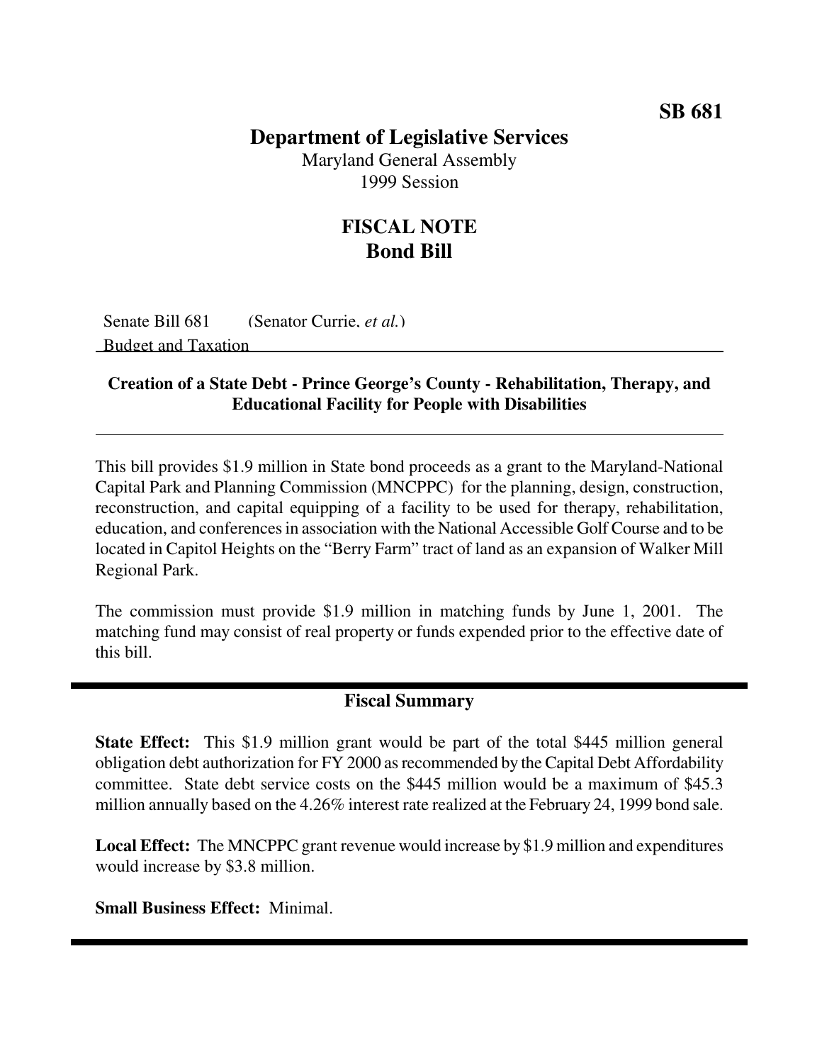**SB 681**

# Department of Legislative Services

Maryland General Assembly
1999 Session

## FISCAL NOTE
## Bond Bill

Senate Bill 681 (Senator Currie, *et al.*)
Budget and Taxation

**Creation of a State Debt - Prince George's County - Rehabilitation, Therapy, and Educational Facility for People with Disabilities**

This bill provides $1.9 million in State bond proceeds as a grant to the Maryland-National Capital Park and Planning Commission (MNCPPC) for the planning, design, construction, reconstruction, and capital equipping of a facility to be used for therapy, rehabilitation, education, and conferences in association with the National Accessible Golf Course and to be located in Capitol Heights on the "Berry Farm" tract of land as an expansion of Walker Mill Regional Park.

The commission must provide $1.9 million in matching funds by June 1, 2001. The matching fund may consist of real property or funds expended prior to the effective date of this bill.

## Fiscal Summary

**State Effect:** This $1.9 million grant would be part of the total $445 million general obligation debt authorization for FY 2000 as recommended by the Capital Debt Affordability committee. State debt service costs on the $445 million would be a maximum of $45.3 million annually based on the 4.26% interest rate realized at the February 24, 1999 bond sale.

**Local Effect:** The MNCPPC grant revenue would increase by $1.9 million and expenditures would increase by $3.8 million.

**Small Business Effect:** Minimal.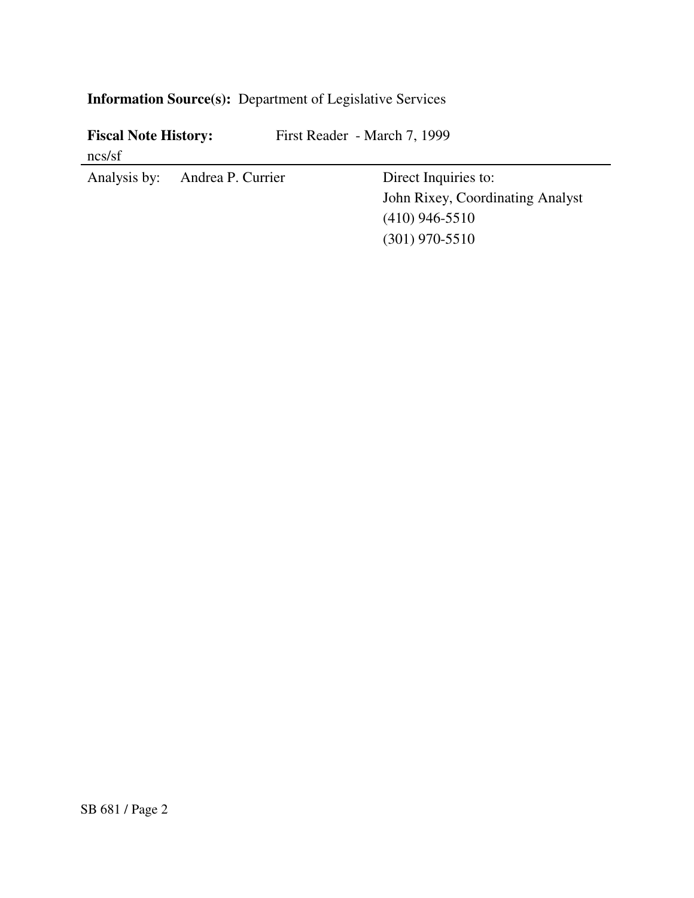**Information Source(s):** Department of Legislative Services

**Fiscal Note History:** First Reader - March 7, 1999

ncs/sf

---

Analysis by: Andrea P. Currier

Direct Inquiries to:
John Rixey, Coordinating Analyst
(410) 946-5510
(301) 970-5510